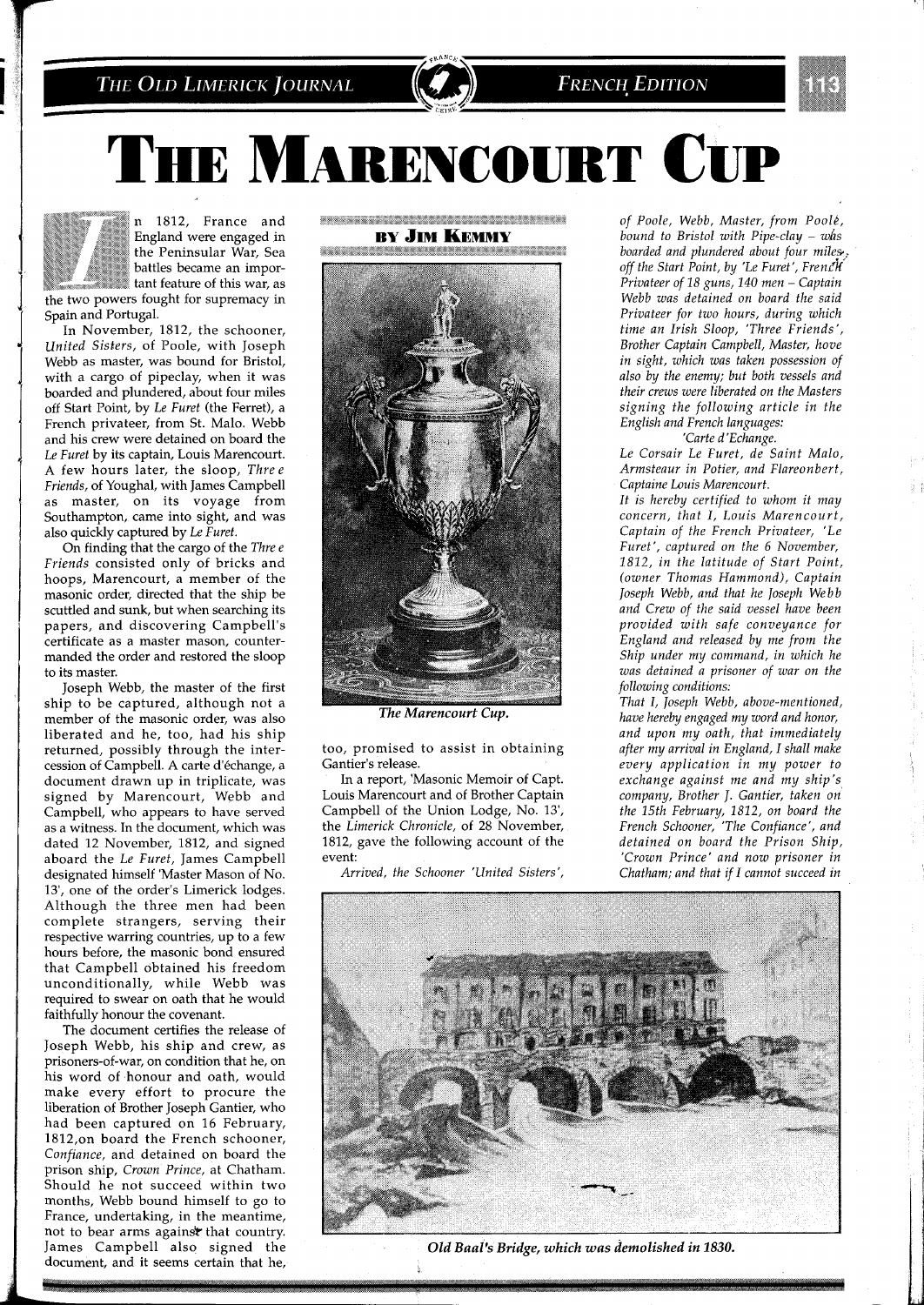# THE MARENCOURT CUP

**BY JIM KEMMY**

In 1812, France and England were engaged in the Peninsular War. Sea battles became an important feature of this war, as the two powers fought for supremacy in Spain and Portugal.

In November, 1812, the schooner, *United Sisters*, of Poole, with Joseph Webb as master, was bound for Bristol, with a cargo of pipeclay, when it was boarded and plundered, about four miles off Start Point, by *Le Furet* (the Ferret), a French privateer, from St. Malo. Webb and his crew were detained on board the *Le Furet* by its captain, Louis Marencourt. A few hours later, the sloop, *Thre e Friends*, of Youghal, with James Campbell as master, on its voyage from Southampton, came into sight, and was also quickly captured by *Le Furet*.

On finding that the cargo of the *Thre e Friends* consisted only of bricks and hoops, Marencourt, a member of the masonic order, directed that the ship be scuttled and sunk, but when searching its papers, and discovering Campbell's certificate as a master mason, countermanded the order and restored the sloop to its master.

Joseph Webb, the master of the first ship to be captured, although not a member of the masonic order, was also liberated and he, too, had his ship returned, possibly through the intercession of Campbell. A carte d'échange, a document drawn up in triplicate, was signed by Marencourt, Webb and Campbell, who appears to have served as a witness. In the document, which was dated 12 November, 1812, and signed aboard the *Le Furet*, James Campbell designated himself 'Master Mason of No. 13', one of the order's Limerick lodges. Although the three men had been complete strangers, serving their respective warring countries, up to a few hours before, the masonic bond ensured that Campbell obtained his freedom unconditionally, while Webb was required to swear on oath that he would faithfully honour the covenant.

The document certifies the release of Joseph Webb, his ship and crew, as prisoners-of-war, on condition that he, on his word of honour and oath, would make every effort to procure the liberation of Brother Joseph Gantier, who had been captured on 16 February, 1812,on board the French schooner, *Confiance*, and detained on board the prison ship, *Crown Prince*, at Chatham. Should he not succeed within two months, Webb bound himself to go to France, undertaking, in the meantime, not to bear arms against that country. James Campbell also signed the document, and it seems certain that he, too, promised to assist in obtaining Gantier's release.

*The Marencourt Cup.*

In a report, 'Masonic Memoir of Capt. Louis Marencourt and of Brother Captain Campbell of the Union Lodge, No. 13', the *Limerick Chronicle*, of 28 November, 1812, gave the following account of the event:

*Arrived, the Schooner 'United Sisters', of Poole, Webb, Master, from Poole, bound to Bristol with Pipe-clay – was boarded and plundered about four miles, off the Start Point, by 'Le Furet', French Privateer of 18 guns, 140 men – Captain Webb was detained on board the said Privateer for two hours, during which time an Irish Sloop, 'Three Friends', Brother Captain Campbell, Master, hove in sight, which was taken possession of also by the enemy; but both vessels and their crews were liberated on the Masters signing the following article in the English and French languages:*

*'Carte d'Echange.*

*Le Corsair Le Furet, de Saint Malo, Armsteaur in Potier, and Flareonbert, Captaine Louis Marencourt.*

*It is hereby certified to whom it may concern, that I, Louis Marencourt, Captain of the French Privateer, 'Le Furet', captured on the 6 November, 1812, in the latitude of Start Point, (owner Thomas Hammond), Captain Joseph Webb, and that he Joseph Webb and Crew of the said vessel have been provided with safe conveyance for England and released by me from the Ship under my command, in which he was detained a prisoner of war on the following conditions:*

*That I, Joseph Webb, above-mentioned, have hereby engaged my word and honor, and upon my oath, that immediately after my arrival in England, I shall make every application in my power to exchange against me and my ship's company, Brother J. Gantier, taken on the 15th February, 1812, on board the French Schooner, 'The Confiance', and detained on board the Prison Ship, 'Crown Prince' and now prisoner in Chatham; and that if I cannot succeed in*

*Old Baal's Bridge, which was demolished in 1830.*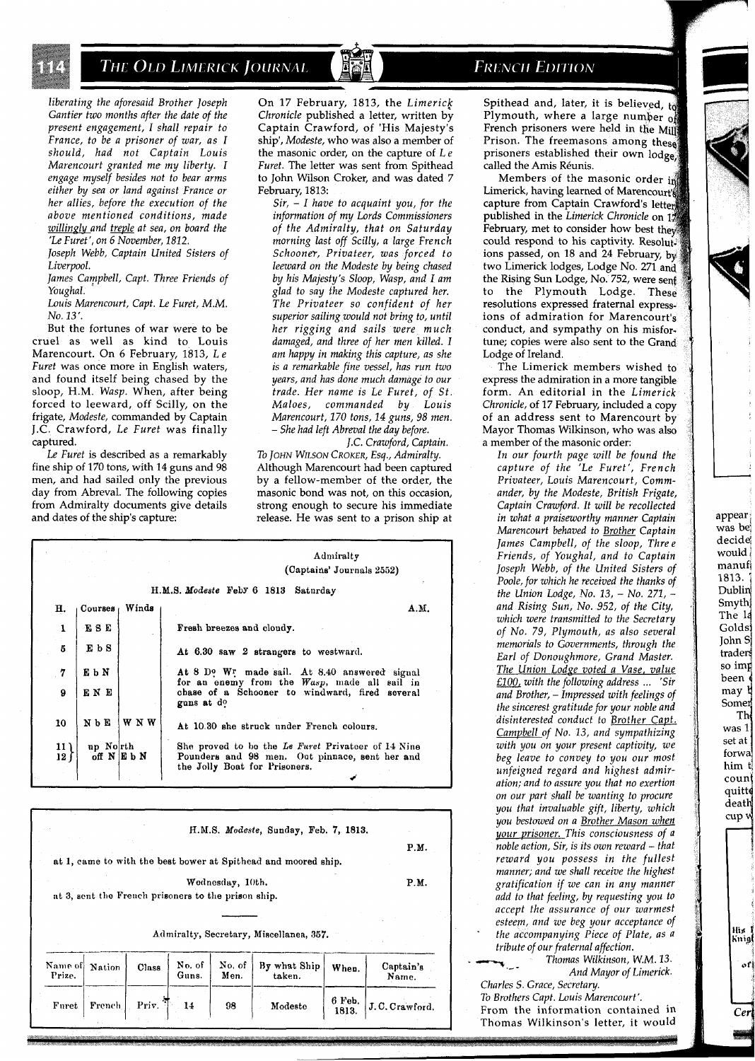*liberating the aforesaid Brother Joseph Gantier two months after the date of the present engagement, I shall repair to France, to be a prisoner of war, as I should, had not Captain Louis Marencourt granted me my liberty. I engage myself besides not to bear arms either by sea or land against France or her allies, before the execution of the above mentioned conditions, made willingly and treple at sea, on board the 'Le Furet', on 6 November, 1812.*

*Joseph Webb, Captain United Sisters of Liverpool.*

*James Campbell, Capt. Three Friends of Youghal.*

*Louis Marencourt, Capt. Le Furet, M.M. No. 13'.*

But the fortunes of war were to be cruel as well as kind to Louis Marencourt. On 6 February, 1813, *Le Furet* was once more in English waters, and found itself being chased by the sloop, H.M. *Wasp*. When, after being forced to leeward, off Scilly, on the frigate, *Modeste*, commanded by Captain J.C. Crawford, *Le Furet* was finally captured.

*Le Furet* is described as a remarkably fine ship of 170 tons, with 14 guns and 98 men, and had sailed only the previous day from Abreval. The following copies from Admiralty documents give details and dates of the ship's capture:

On 17 February, 1813, the *Limerick Chronicle* published a letter, written by Captain Crawford, of 'His Majesty's ship', *Modeste*, who was also a member of the masonic order, on the capture of *Le Furet*. The letter was sent from Spithead to John Wilson Croker, and was dated 7 February, 1813:

*Sir, – I have to acquaint you, for the information of my Lords Commissioners of the Admiralty, that on Saturday morning last off Scilly, a large French Schooner, Privateer, was forced to leeward on the Modeste by being chased by his Majesty's Sloop, Wasp, and I am glad to say the Modeste captured her. The Privateer so confident of her superior sailing would not bring to, until her rigging and sails were much damaged, and three of her men killed. I am happy in making this capture, as she is a remarkable fine vessel, has run two years, and has done much damage to our trade. Her name is Le Furet, of St. Maloes, commanded by Louis Marencourt, 170 tons, 14 guns, 98 men. – She had left Abreval the day before.*

*J.C. Crawford, Captain.*

*To* JOHN WILSON CROKER, *Esq., Admiralty.*

Although Marencourt had been captured by a fellow-member of the order, the masonic bond was not, on this occasion, strong enough to secure his immediate release. He was sent to a prison ship at Spithead and, later, it is believed, to Plymouth, where a large number of French prisoners were held in the Mill Prison. The freemasons among these prisoners established their own lodge, called the Amis Réunis.

Members of the masonic order in Limerick, having learned of Marencourt's capture from Captain Crawford's letter published in the *Limerick Chronicle* on 17 February, met to consider how best they could respond to his captivity. Resolutions passed, on 18 and 24 February, by two Limerick lodges, Lodge No. 271 and the Rising Sun Lodge, No. 752, were sent to the Plymouth Lodge. These resolutions expressed fraternal expressions of admiration for Marencourt's conduct, and sympathy on his misfortune; copies were also sent to the Grand Lodge of Ireland.

The Limerick members wished to express the admiration in a more tangible form. An editorial in the *Limerick Chronicle*, of 17 February, included a copy of an address sent to Marencourt by Mayor Thomas Wilkinson, who was also a member of the masonic order:

*In our fourth page will be found the capture of the 'Le Furet', French Privateer, Louis Marencourt, Commander, by the Modeste, British Frigate, Captain Crawford. It will be recollected in what a praiseworthy manner Captain Marencourt behaved to Brother Captain James Campbell, of the sloop, Three Friends, of Youghal, and to Captain Joseph Webb, of the United Sisters of Poole, for which he received the thanks of the Union Lodge, No. 13, – No. 271, – and Rising Sun, No. 952, of the City, which were transmitted to the Secretary of No. 79, Plymouth, as also several memorials to Governments, through the Earl of Donoughmore, Grand Master. The Union Lodge voted a Vase, value £100, with the following address ... 'Sir and Brother, – Impressed with feelings of the sincerest gratitude for your noble and disinterested conduct to Brother Capt. Campbell of No. 13, and sympathizing with you on your present captivity, we beg leave to convey to you our most unfeigned regard and highest admiration; and to assure you that no exertion on our part shall be wanting to procure you that invaluable gift, liberty, which you bestowed on a Brother Mason when your prisoner. This consciousness of a noble action, Sir, is its own reward – that reward you possess in the fullest manner; and we shall receive the highest gratification if we can in any manner add to that feeling, by requesting you to accept the assurance of our warmest esteem, and we beg your acceptance of the accompanying Piece of Plate, as a tribute of our fraternal affection.*

*Thomas Wilkinson, W.M. 13.*
*And Mayor of Limerick.*

*Charles S. Grace, Secretary.*

*To Brothers Capt. Louis Marencourt'.*

From the information contained in Thomas Wilkinson's letter, it would

Admiralty
(Captains' Journals 2552)

H.M.S. *Modeste* Feby 6 1813 Saturday

| H. | Courses | Winds | A.M. |
|---|---|---|---|
| 1 | E S E | | Fresh breezes and cloudy. |
| 5 | E b S | | At 6.30 saw 2 strangers to westward. |
| 7 | E b N | | At 8 D^o W^r made sail. At 8.40 answered signal for an enemy from the *Wasp*, made all sail in |
| 9 | E N E | | chase of a Schooner to windward, fired several guns at d^o |
| 10 | N b E | W N W | At 10.30 she struck under French colours. |
| 11 / 12 | up North / off N | E b N | She proved to be the *Le Furet* Privateer of 14 Nine Pounders and 98 men. Out pinnace, sent her and the Jolly Boat for Prisoners. |

H.M.S. *Modeste*, Sunday, Feb. 7, 1813.

P.M.

at 1, came to with the best bower at Spithead and moored ship.

Wednesday, 10th. P.M.

at 3, sent the French prisoners to the prison ship.

Admiralty, Secretary, Miscellanea, 357.

| Name of Prize. | Nation | Class | No. of Guns. | No. of Men. | By what Ship taken. | When. | Captain's Name. |
|---|---|---|---|---|---|---|---|
| Furet | French | Priv. | 14 | 98 | Modeste | 6 Feb. 1813. | J. C. Crawford. |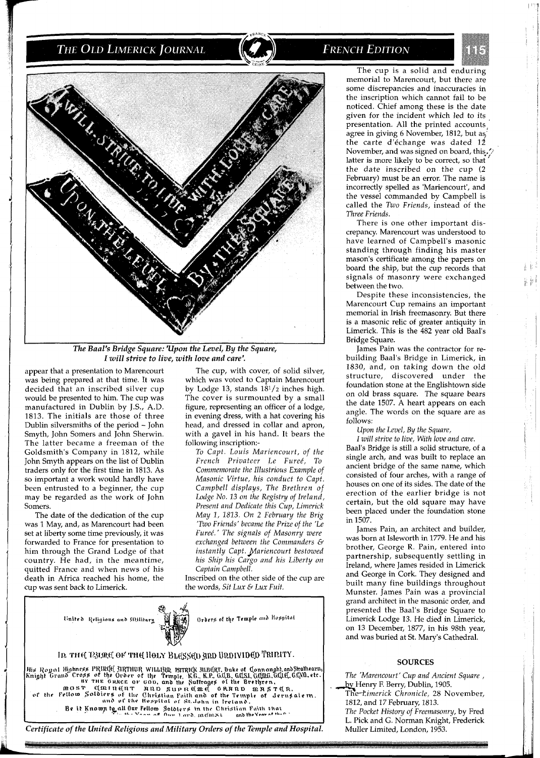*The Baal's Bridge Square: 'Upon the Level, By the Square, I will strive to live, with love and care'.*

appear that a presentation to Marencourt was being prepared at that time. It was decided that an inscribed silver cup would be presented to him. The cup was manufactured in Dublin by J.S., A.D. 1813. The initials are those of three Dublin silversmiths of the period – John Smyth, John Somers and John Sherwin. The latter became a freeman of the Goldsmith's Company in 1812, while John Smyth appears on the list of Dublin traders only for the first time in 1813. As so important a work would hardly have been entrusted to a beginner, the cup may be regarded as the work of John Somers.

The date of the dedication of the cup was 1 May, and, as Marencourt had been set at liberty some time previously, it was forwarded to France for presentation to him through the Grand Lodge of that country. He had, in the meantime, quitted France and when news of his death in Africa reached his home, the cup was sent back to Limerick.

The cup, with cover, of solid silver, which was voted to Captain Marencourt by Lodge 13, stands 18½ inches high. The cover is surmounted by a small figure, representing an officer of a lodge, in evening dress, with a hat covering his head, and dressed in collar and apron, with a gavel in his hand. It bears the following inscription:-

*To Capt. Louis Mariencourt, of the French Privateer Le Fureé, To Commemorate the Illustrious Example of Masonic Virtue, his conduct to Capt. Campbell displays, The Brethren of Lodge No. 13 on the Registry of Ireland, Present and Dedicate this Cup, Limerick May 1, 1813. On 2 February the Brig 'Two Friends' became the Prize of the 'Le Fureé.' The signals of Masonry were exchanged between the Commanders & instantly Capt. Mariencourt bestowed his Ship his Cargo and his Liberty on Captain Campbell.*

Inscribed on the other side of the cup are the words, *Sit Lux & Lux Fuit.*

The cup is a solid and enduring memorial to Marencourt, but there are some discrepancies and inaccuracies in the inscription which cannot fail to be noticed. Chief among these is the date given for the incident which led to its presentation. All the printed accounts agree in giving 6 November, 1812, but as the carte d'échange was dated 12 November, and was signed on board, this latter is more likely to be correct, so that the date inscribed on the cup (2 February) must be an error. The name is incorrectly spelled as 'Mariencourt', and the vessel commanded by Campbell is called the *Two Friends*, instead of the *Three Friends*.

There is one other important discrepancy. Marencourt was understood to have learned of Campbell's masonic standing through finding his master mason's certificate among the papers on board the ship, but the cup records that signals of masonry were exchanged between the two.

Despite these inconsistencies, the Marencourt Cup remains an important memorial in Irish freemasonry. But there is a masonic relic of greater antiquity in Limerick. This is the 482 year old Baal's Bridge Square.

James Pain was the contractor for re-building Baal's Bridge in Limerick, in 1830, and, on taking down the old structure, discovered under the foundation stone at the Englishtown side on old brass square. The square bears the date 1507. A heart appears on each angle. The words on the square are as follows:

*Upon the Level, By the Square,*
*I will strive to live, With love and care.*

Baal's Bridge is still a solid structure, of a single arch, and was built to replace an ancient bridge of the same name, which consisted of four arches, with a range of houses on one of its sides. The date of the erection of the earlier bridge is not certain, but the old square may have been placed under the foundation stone in 1507.

James Pain, an architect and builder, was born at Isleworth in 1779. He and his brother, George R. Pain, entered into partnership, subsequently settling in Ireland, where James resided in Limerick and George in Cork. They designed and built many fine buildings throughout Munster. James Pain was a provincial grand architect in the masonic order, and presented the Baal's Bridge Square to Limerick Lodge 13. He died in Limerick, on 13 December, 1877, in his 98th year, and was buried at St. Mary's Cathedral.

United Religious and Military Orders of the Temple and Hospital

In the Name of the Holy Blessed and Undivided Trinity.

His Royal Highness PRINCE ARTHUR WILLIAM PATRICK ALBERT, Duke of Connaught and Strathearn, Knight Grand Cross of the Order of the Temple, K.G., K.P., G.C.B., G.C.S.I., G.C.M.G., G.C.I.E., G.C.V.O., etc. BY THE GRACE OF GOD, and the Suffrages of the Brethren, MOST EMINENT AND SUPREME GRAND MASTER, of the Fellow Soldiers of the Christian Faith and of the Temple of Jerusalem, and of the Hospital of St. John in Ireland.

Be it Known to all Our Fellow Soldiers in the Christian Faith that ... the Year of Our Lord, MDMXI ... and the Year of the O...

*Certificate of the United Religions and Military Orders of the Temple and Hospital.*

## SOURCES

*The 'Marencourt' Cup and Ancient Square*, by Henry F. Berry, Dublin, 1905.

The *Limerick Chronicle*, 28 November, 1812, and 17 February, 1813.

*The Pocket History of Freemasonry*, by Fred L. Pick and G. Norman Knight, Frederick Muller Limited, London, 1953.